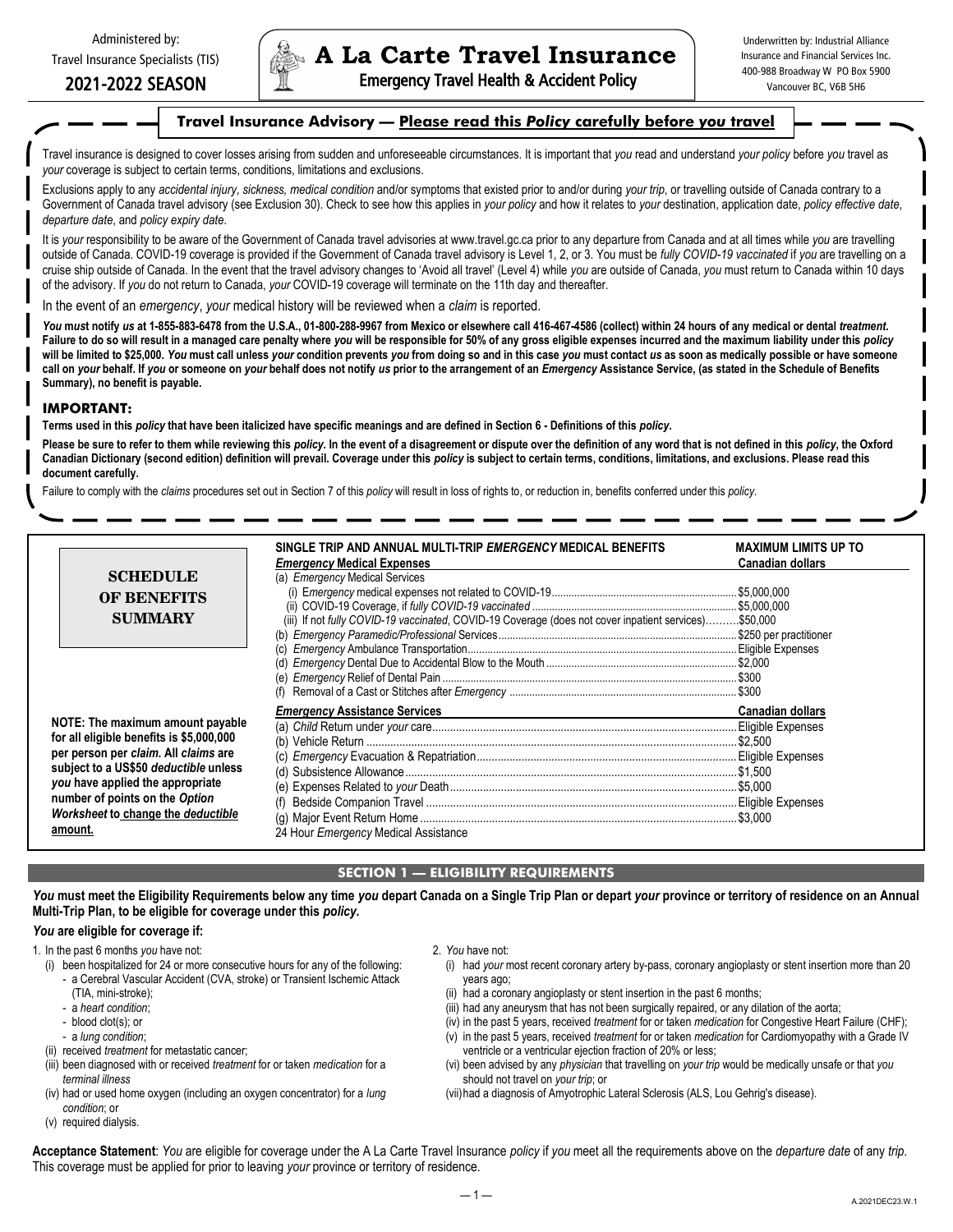Administered by:
Travel Insurance Specialists (TIS)

**2021-2022 SEASON**

# A La Carte Travel Insurance

**Emergency Travel Health & Accident Policy**

Underwritten by: Industrial Alliance Insurance and Financial Services Inc.
400-988 Broadway W PO Box 5900
Vancouver BC, V6B 5H6

## Travel Insurance Advisory — Please read this *Policy* carefully before *you* travel

Travel insurance is designed to cover losses arising from sudden and unforeseeable circumstances. It is important that *you* read and understand *your policy* before *you* travel as *your* coverage is subject to certain terms, conditions, limitations and exclusions.

Exclusions apply to any *accidental injury*, *sickness, medical condition* and/or symptoms that existed prior to and/or during *your trip*, or travelling outside of Canada contrary to a Government of Canada travel advisory (see Exclusion 30). Check to see how this applies in *your policy* and how it relates to *your* destination, application date, *policy effective date*, *departure date*, and *policy expiry date*.

It is *your* responsibility to be aware of the Government of Canada travel advisories at www.travel.gc.ca prior to any departure from Canada and at all times while *you* are travelling outside of Canada. COVID-19 coverage is provided if the Government of Canada travel advisory is Level 1, 2, or 3. You must be *fully COVID-19 vaccinated* if *you* are travelling on a cruise ship outside of Canada. In the event that the travel advisory changes to 'Avoid all travel' (Level 4) while *you* are outside of Canada, *you* must return to Canada within 10 days of the advisory. If *you* do not return to Canada, *your* COVID-19 coverage will terminate on the 11th day and thereafter.

In the event of an *emergency*, *your* medical history will be reviewed when a *claim* is reported.

***You* must notify *us* at 1-855-883-6478 from the U.S.A., 01-800-288-9967 from Mexico or elsewhere call 416-467-4586 (collect) within 24 hours of any medical or dental *treatment*. Failure to do so will result in a managed care penalty where *you* will be responsible for 50% of any gross eligible expenses incurred and the maximum liability under this *policy* will be limited to $25,000. *You* must call unless *your* condition prevents *you* from doing so and in this case *you* must contact *us* as soon as medically possible or have someone call on *your* behalf. If *you* or someone on *your* behalf does not notify *us* prior to the arrangement of an *Emergency* Assistance Service, (as stated in the Schedule of Benefits Summary), no benefit is payable.**

### IMPORTANT:

**Terms used in this *policy* that have been italicized have specific meanings and are defined in Section 6 - Definitions of this *policy*.**

**Please be sure to refer to them while reviewing this *policy*. In the event of a disagreement or dispute over the definition of any word that is not defined in this *policy*, the Oxford Canadian Dictionary (second edition) definition will prevail. Coverage under this *policy* is subject to certain terms, conditions, limitations, and exclusions. Please read this document carefully.**

Failure to comply with the *claims* procedures set out in Section 7 of this *policy* will result in loss of rights to, or reduction in, benefits conferred under this *policy*.

## SCHEDULE OF BENEFITS SUMMARY

**NOTE: The maximum amount payable for all eligible benefits is $5,000,000 per person per *claim*. All *claims* are subject to a US$50 *deductible* unless *you* have applied the appropriate number of points on the *Option Worksheet* to change the *deductible* amount.**

| SINGLE TRIP AND ANNUAL MULTI-TRIP *EMERGENCY* MEDICAL BENEFITS<br>*Emergency* Medical Expenses | MAXIMUM LIMITS UP TO<br>Canadian dollars |
|---|---|
| (a) *Emergency* Medical Services | |
| (i) *Emergency* medical expenses not related to COVID-19 | $5,000,000 |
| (ii) COVID-19 Coverage, if *fully COVID-19 vaccinated* | $5,000,000 |
| (iii) If not *fully COVID-19 vaccinated*, COVID-19 Coverage (does not cover inpatient services) | $50,000 |
| (b) *Emergency* Paramedic/Professional Services | $250 per practitioner |
| (c) *Emergency* Ambulance Transportation | Eligible Expenses |
| (d) *Emergency* Dental Due to Accidental Blow to the Mouth | $2,000 |
| (e) *Emergency* Relief of Dental Pain | $300 |
| (f) Removal of a Cast or Stitches after *Emergency* | $300 |
| ***Emergency* Assistance Services** | **Canadian dollars** |
| (a) *Child* Return under *your* care | Eligible Expenses |
| (b) Vehicle Return | $2,500 |
| (c) *Emergency* Evacuation & Repatriation | Eligible Expenses |
| (d) Subsistence Allowance | $1,500 |
| (e) Expenses Related to *your* Death | $5,000 |
| (f) Bedside Companion Travel | Eligible Expenses |
| (g) Major Event Return Home | $3,000 |
| 24 Hour *Emergency* Medical Assistance | |

## SECTION 1 — ELIGIBILITY REQUIREMENTS

***You* must meet the Eligibility Requirements below any time *you* depart Canada on a Single Trip Plan or depart *your* province or territory of residence on an Annual Multi-Trip Plan, to be eligible for coverage under this *policy*.**

***You* are eligible for coverage if:**

1. In the past 6 months *you* have not:
   - (i) been hospitalized for 24 or more consecutive hours for any of the following:
     - a Cerebral Vascular Accident (CVA, stroke) or Transient Ischemic Attack (TIA, mini-stroke);
     - a *heart condition*;
     - blood clot(s); or
     - a *lung condition*;
   - (ii) received *treatment* for metastatic cancer;
   - (iii) been diagnosed with or received *treatment* for or taken *medication* for a *terminal illness*
   - (iv) had or used home oxygen (including an oxygen concentrator) for a *lung condition*; or
   - (v) required dialysis.
2. *You* have not:
   - (i) had *your* most recent coronary artery by-pass, coronary angioplasty or stent insertion more than 20 years ago;
   - (ii) had a coronary angioplasty or stent insertion in the past 6 months;
   - (iii) had any aneurysm that has not been surgically repaired, or any dilation of the aorta;
   - (iv) in the past 5 years, received *treatment* for or taken *medication* for Congestive Heart Failure (CHF);
   - (v) in the past 5 years, received *treatment* for or taken *medication* for Cardiomyopathy with a Grade IV ventricle or a ventricular ejection fraction of 20% or less;
   - (vi) been advised by any *physician* that travelling on *your trip* would be medically unsafe or that *you* should not travel on *your trip*; or
   - (vii) had a diagnosis of Amyotrophic Lateral Sclerosis (ALS, Lou Gehrig's disease).

**Acceptance Statement**: *You* are eligible for coverage under the A La Carte Travel Insurance *policy* if *you* meet all the requirements above on the *departure date* of any *trip*. This coverage must be applied for prior to leaving *your* province or territory of residence.

A.2021DEC23.W.1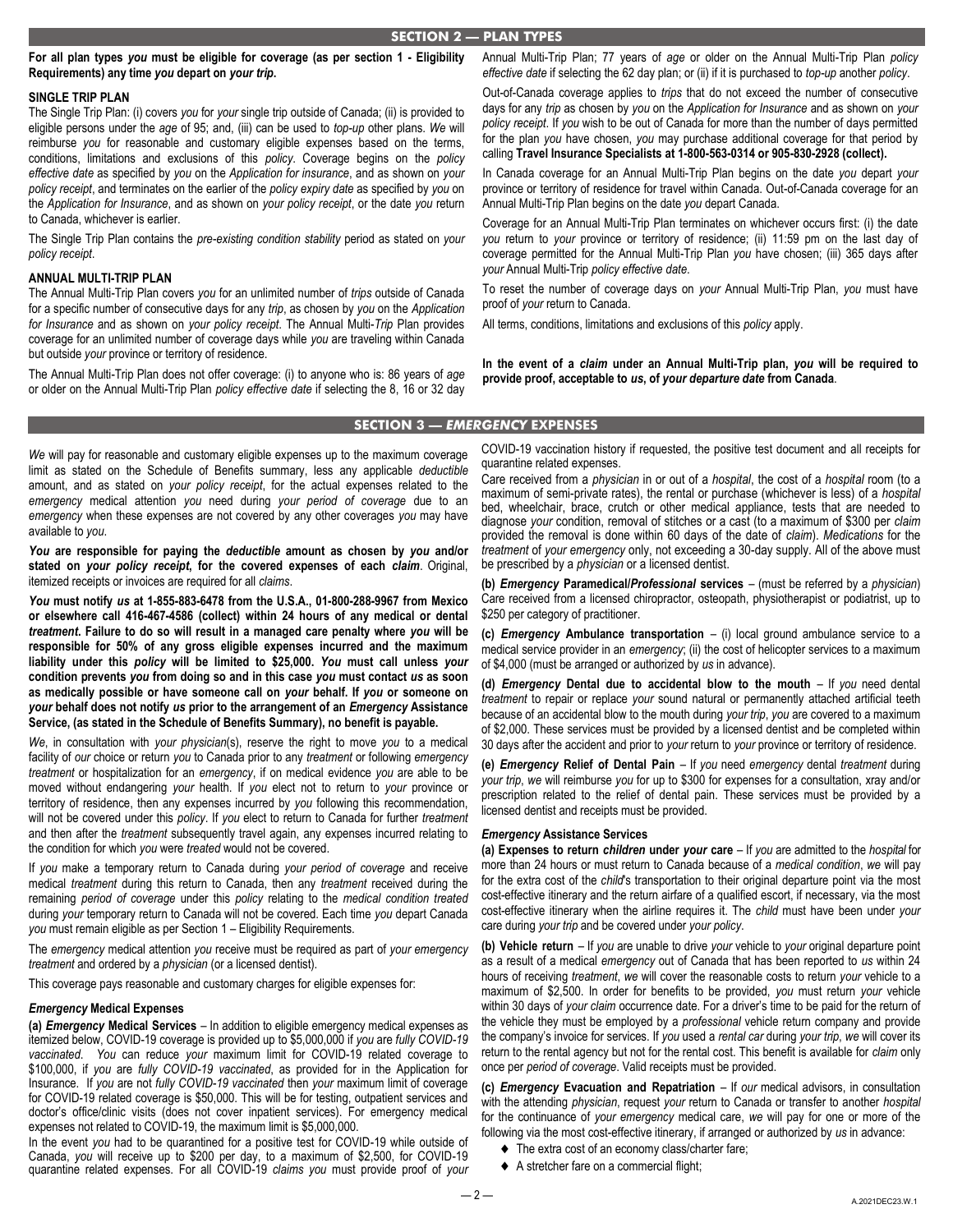## SECTION 2 — PLAN TYPES

**For all plan types *you* must be eligible for coverage (as per section 1 - Eligibility Requirements) any time *you* depart on *your trip*.**

### SINGLE TRIP PLAN

The Single Trip Plan: (i) covers *you* for *your* single trip outside of Canada; (ii) is provided to eligible persons under the *age* of 95; and, (iii) can be used to *top-up* other plans. *We* will reimburse *you* for reasonable and customary eligible expenses based on the terms, conditions, limitations and exclusions of this *policy*. Coverage begins on the *policy effective date* as specified by *you* on the *Application for insurance*, and as shown on *your policy receipt*, and terminates on the earlier of the *policy expiry date* as specified by *you* on the *Application for Insurance*, and as shown on *your policy receipt*, or the date *you* return to Canada, whichever is earlier.

The Single Trip Plan contains the *pre-existing condition stability* period as stated on *your policy receipt*.

### ANNUAL MULTI-TRIP PLAN

The Annual Multi-Trip Plan covers *you* for an unlimited number of *trips* outside of Canada for a specific number of consecutive days for any *trip*, as chosen by *you* on the *Application for Insurance* and as shown on *your policy receipt*. The Annual Multi-*Trip* Plan provides coverage for an unlimited number of coverage days while *you* are traveling within Canada but outside *your* province or territory of residence.

The Annual Multi-Trip Plan does not offer coverage: (i) to anyone who is: 86 years of *age* or older on the Annual Multi-Trip Plan *policy effective date* if selecting the 8, 16 or 32 day Annual Multi-Trip Plan; 77 years of *age* or older on the Annual Multi-Trip Plan *policy effective date* if selecting the 62 day plan; or (ii) if it is purchased to *top-up* another *policy*.

Out-of-Canada coverage applies to *trips* that do not exceed the number of consecutive days for any *trip* as chosen by *you* on the *Application for Insurance* and as shown on *your policy receipt*. If *you* wish to be out of Canada for more than the number of days permitted for the plan *you* have chosen, *you* may purchase additional coverage for that period by calling **Travel Insurance Specialists at 1-800-563-0314 or 905-830-2928 (collect).**

In Canada coverage for an Annual Multi-Trip Plan begins on the date *you* depart *your* province or territory of residence for travel within Canada. Out-of-Canada coverage for an Annual Multi-Trip Plan begins on the date *you* depart Canada.

Coverage for an Annual Multi-Trip Plan terminates on whichever occurs first: (i) the date *you* return to *your* province or territory of residence; (ii) 11:59 pm on the last day of coverage permitted for the Annual Multi-Trip Plan *you* have chosen; (iii) 365 days after *your* Annual Multi-Trip *policy effective date*.

To reset the number of coverage days on *your* Annual Multi-Trip Plan, *you* must have proof of *your* return to Canada.

All terms, conditions, limitations and exclusions of this *policy* apply.

**In the event of a *claim* under an Annual Multi-Trip plan, *you* will be required to provide proof, acceptable to *us*, of *your departure date* from Canada**.

## SECTION 3 — *EMERGENCY* EXPENSES

*We* will pay for reasonable and customary eligible expenses up to the maximum coverage limit as stated on the Schedule of Benefits summary, less any applicable *deductible* amount, and as stated on *your policy receipt*, for the actual expenses related to the *emergency* medical attention *you* need during *your period of coverage* due to an *emergency* when these expenses are not covered by any other coverages *you* may have available to *you*.

***You* are responsible for paying the *deductible* amount as chosen by *you* and/or stated on *your policy receipt*, for the covered expenses of each *claim***. Original, itemized receipts or invoices are required for all *claims*.

***You* must notify *us* at 1-855-883-6478 from the U.S.A., 01-800-288-9967 from Mexico or elsewhere call 416-467-4586 (collect) within 24 hours of any medical or dental *treatment*. Failure to do so will result in a managed care penalty where *you* will be responsible for 50% of any gross eligible expenses incurred and the maximum liability under this *policy* will be limited to $25,000. *You* must call unless *your* condition prevents *you* from doing so and in this case *you* must contact *us* as soon as medically possible or have someone call on *your* behalf. If *you* or someone on *your* behalf does not notify *us* prior to the arrangement of an *Emergency* Assistance Service, (as stated in the Schedule of Benefits Summary), no benefit is payable.**

*We*, in consultation with *your physician*(s), reserve the right to move *you* to a medical facility of *our* choice or return *you* to Canada prior to any *treatment* or following *emergency treatment* or hospitalization for an *emergency*, if on medical evidence *you* are able to be moved without endangering *your* health. If *you* elect not to return to *your* province or territory of residence, then any expenses incurred by *you* following this recommendation, will not be covered under this *policy*. If *you* elect to return to Canada for further *treatment* and then after the *treatment* subsequently travel again, any expenses incurred relating to the condition for which *you* were *treated* would not be covered.

If *you* make a temporary return to Canada during *your period of coverage* and receive medical *treatment* during this return to Canada, then any *treatment* received during the remaining *period of coverage* under this *policy* relating to the *medical condition treated* during *your* temporary return to Canada will not be covered. Each time *you* depart Canada *you* must remain eligible as per Section 1 – Eligibility Requirements.

The *emergency* medical attention *you* receive must be required as part of *your emergency treatment* and ordered by a *physician* (or a licensed dentist).

This coverage pays reasonable and customary charges for eligible expenses for:

### *Emergency* Medical Expenses

**(a) *Emergency* Medical Services** – In addition to eligible emergency medical expenses as itemized below, COVID-19 coverage is provided up to $5,000,000 if *you* are *fully COVID-19 vaccinated*. *You* can reduce *your* maximum limit for COVID-19 related coverage to $100,000, if *you* are *fully COVID-19 vaccinated*, as provided for in the Application for Insurance. If *you* are not *fully COVID-19 vaccinated* then *your* maximum limit of coverage for COVID-19 related coverage is $50,000. This will be for testing, outpatient services and doctor's office/clinic visits (does not cover inpatient services). For emergency medical expenses not related to COVID-19, the maximum limit is $5,000,000.

In the event *you* had to be quarantined for a positive test for COVID-19 while outside of Canada, *you* will receive up to $200 per day, to a maximum of $2,500, for COVID-19 quarantine related expenses. For all COVID-19 *claims you* must provide proof of *your* COVID-19 vaccination history if requested, the positive test document and all receipts for quarantine related expenses.

Care received from a *physician* in or out of a *hospital*, the cost of a *hospital* room (to a maximum of semi-private rates), the rental or purchase (whichever is less) of a *hospital* bed, wheelchair, brace, crutch or other medical appliance, tests that are needed to diagnose *your* condition, removal of stitches or a cast (to a maximum of $300 per *claim* provided the removal is done within 60 days of the date of *claim*). *Medications* for the *treatment* of *your emergency* only, not exceeding a 30-day supply. All of the above must be prescribed by a *physician* or a licensed dentist.

**(b) *Emergency* Paramedical/*Professional* services** – (must be referred by a *physician*) Care received from a licensed chiropractor, osteopath, physiotherapist or podiatrist, up to $250 per category of practitioner.

**(c) *Emergency* Ambulance transportation** – (i) local ground ambulance service to a medical service provider in an *emergency*; (ii) the cost of helicopter services to a maximum of $4,000 (must be arranged or authorized by *us* in advance).

**(d) *Emergency* Dental due to accidental blow to the mouth** – If *you* need dental *treatment* to repair or replace *your* sound natural or permanently attached artificial teeth because of an accidental blow to the mouth during *your trip*, *you* are covered to a maximum of $2,000. These services must be provided by a licensed dentist and be completed within 30 days after the accident and prior to *your* return to *your* province or territory of residence.

**(e) *Emergency* Relief of Dental Pain** – If *you* need *emergency* dental *treatment* during *your trip*, *we* will reimburse *you* for up to $300 for expenses for a consultation, xray and/or prescription related to the relief of dental pain. These services must be provided by a licensed dentist and receipts must be provided.

### *Emergency* Assistance Services

**(a) Expenses to return *children* under *your* care** – If *you* are admitted to the *hospital* for more than 24 hours or must return to Canada because of a *medical condition*, *we* will pay for the extra cost of the *child*'s transportation to their original departure point via the most cost-effective itinerary and the return airfare of a qualified escort, if necessary, via the most cost-effective itinerary when the airline requires it. The *child* must have been under *your* care during *your trip* and be covered under *your policy*.

**(b) Vehicle return** – If *you* are unable to drive *your* vehicle to *your* original departure point as a result of a medical *emergency* out of Canada that has been reported to *us* within 24 hours of receiving *treatment*, *we* will cover the reasonable costs to return *your* vehicle to a maximum of $2,500. In order for benefits to be provided, *you* must return *your* vehicle within 30 days of *your claim* occurrence date. For a driver's time to be paid for the return of the vehicle they must be employed by a *professional* vehicle return company and provide the company's invoice for services. If *you* used a *rental car* during *your trip*, *we* will cover its return to the rental agency but not for the rental cost. This benefit is available for *claim* only once per *period of coverage*. Valid receipts must be provided.

**(c) *Emergency* Evacuation and Repatriation** – If *our* medical advisors, in consultation with the attending *physician*, request *your* return to Canada or transfer to another *hospital* for the continuance of *your emergency* medical care, *we* will pay for one or more of the following via the most cost-effective itinerary, if arranged or authorized by *us* in advance:

- The extra cost of an economy class/charter fare;
- A stretcher fare on a commercial flight;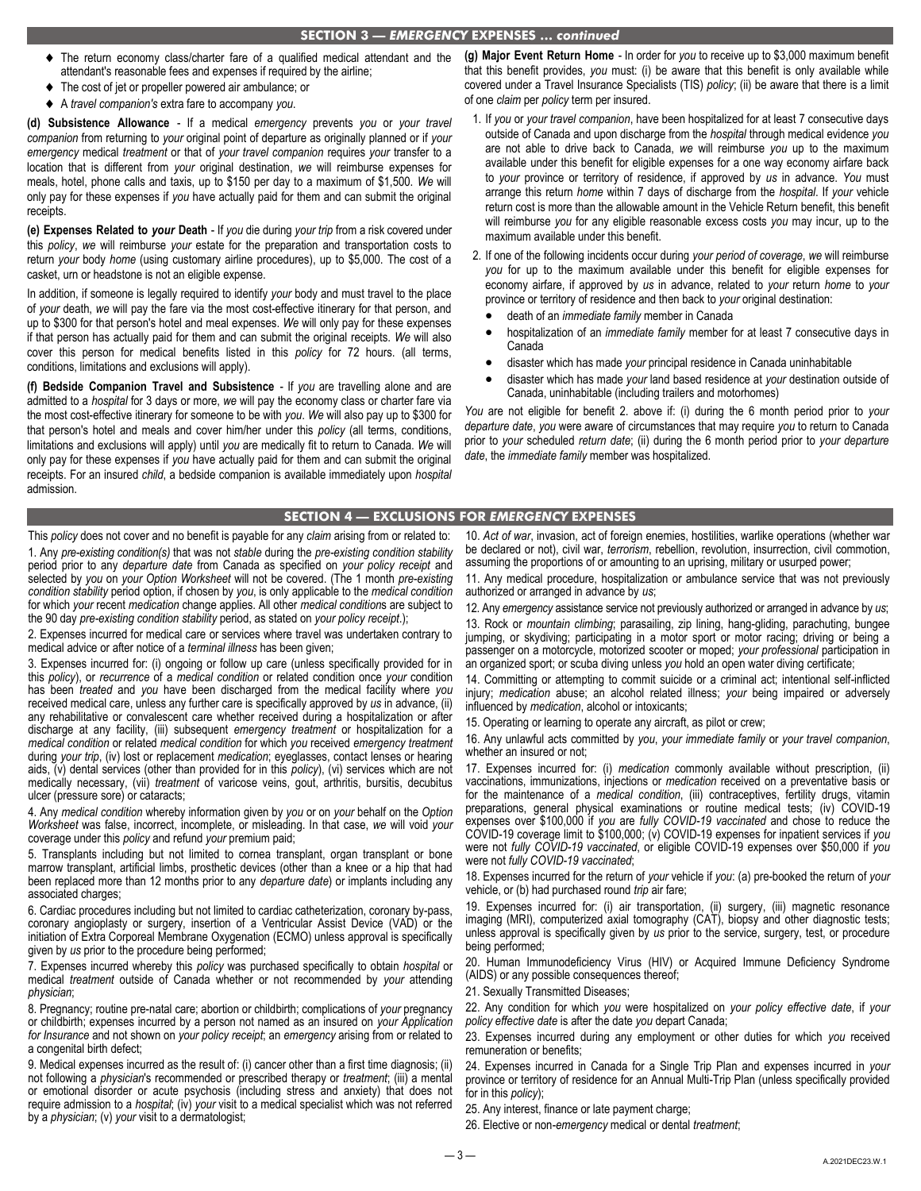## SECTION 3 — *EMERGENCY* EXPENSES … *continued*

- The return economy class/charter fare of a qualified medical attendant and the attendant's reasonable fees and expenses if required by the airline;
- The cost of jet or propeller powered air ambulance; or
- A *travel companion's* extra fare to accompany *you*.

**(d) Subsistence Allowance** - If a medical *emergency* prevents *you* or *your travel companion* from returning to *your* original point of departure as originally planned or if *your emergency* medical *treatment* or that of *your travel companion* requires *your* transfer to a location that is different from *your* original destination, *we* will reimburse expenses for meals, hotel, phone calls and taxis, up to $150 per day to a maximum of $1,500. *We* will only pay for these expenses if *you* have actually paid for them and can submit the original receipts.

**(e) Expenses Related to *your* Death** - If *you* die during *your trip* from a risk covered under this *policy*, *we* will reimburse *your* estate for the preparation and transportation costs to return *your* body *home* (using customary airline procedures), up to $5,000. The cost of a casket, urn or headstone is not an eligible expense.

In addition, if someone is legally required to identify *your* body and must travel to the place of *your* death, *we* will pay the fare via the most cost-effective itinerary for that person, and up to $300 for that person's hotel and meal expenses. *We* will only pay for these expenses if that person has actually paid for them and can submit the original receipts. *We* will also cover this person for medical benefits listed in this *policy* for 72 hours. (all terms, conditions, limitations and exclusions will apply).

**(f) Bedside Companion Travel and Subsistence** - If *you* are travelling alone and are admitted to a *hospital* for 3 days or more, *we* will pay the economy class or charter fare via the most cost-effective itinerary for someone to be with *you*. *We* will also pay up to $300 for that person's hotel and meals and cover him/her under this *policy* (all terms, conditions, limitations and exclusions will apply) until *you* are medically fit to return to Canada. *We* will only pay for these expenses if *you* have actually paid for them and can submit the original receipts. For an insured *child*, a bedside companion is available immediately upon *hospital* admission.

**(g) Major Event Return Home** - In order for *you* to receive up to $3,000 maximum benefit that this benefit provides, *you* must: (i) be aware that this benefit is only available while covered under a Travel Insurance Specialists (TIS) *policy*; (ii) be aware that there is a limit of one *claim* per *policy* term per insured.

1. If *you* or *your travel companion*, have been hospitalized for at least 7 consecutive days outside of Canada and upon discharge from the *hospital* through medical evidence *you* are not able to drive back to Canada, *we* will reimburse *you* up to the maximum available under this benefit for eligible expenses for a one way economy airfare back to *your* province or territory of residence, if approved by *us* in advance. *You* must arrange this return *home* within 7 days of discharge from the *hospital*. If *your* vehicle return cost is more than the allowable amount in the Vehicle Return benefit, this benefit will reimburse *you* for any eligible reasonable excess costs *you* may incur, up to the maximum available under this benefit.
2. If one of the following incidents occur during *your period of coverage*, *we* will reimburse *you* for up to the maximum available under this benefit for eligible expenses for economy airfare, if approved by *us* in advance, related to *your* return *home* to *your* province or territory of residence and then back to *your* original destination:
   - death of an *immediate family* member in Canada
   - hospitalization of an *immediate family* member for at least 7 consecutive days in Canada
   - disaster which has made *your* principal residence in Canada uninhabitable
   - disaster which has made *your* land based residence at *your* destination outside of Canada, uninhabitable (including trailers and motorhomes)

*You* are not eligible for benefit 2. above if: (i) during the 6 month period prior to *your departure date*, *you* were aware of circumstances that may require *you* to return to Canada prior to *your* scheduled *return date*; (ii) during the 6 month period prior to *your departure date*, the *immediate family* member was hospitalized.

## SECTION 4 — EXCLUSIONS FOR *EMERGENCY* EXPENSES

This *policy* does not cover and no benefit is payable for any *claim* arising from or related to:

1. Any *pre-existing condition(s)* that was not *stable* during the *pre-existing condition stability* period prior to any *departure date* from Canada as specified on *your policy receipt* and selected by *you* on *your Option Worksheet* will not be covered. (The 1 month *pre-existing condition stability* period option, if chosen by *you*, is only applicable to the *medical condition* for which *your* recent *medication* change applies. All other *medical condition*s are subject to the 90 day *pre-existing condition stability* period, as stated on *your policy receipt*.);
2. Expenses incurred for medical care or services where travel was undertaken contrary to medical advice or after notice of a *terminal illness* has been given;
3. Expenses incurred for: (i) ongoing or follow up care (unless specifically provided for in this *policy*), or *recurrence* of a *medical condition* or related condition once *your* condition has been *treated* and *you* have been discharged from the medical facility where *you* received medical care, unless any further care is specifically approved by *us* in advance, (ii) any rehabilitative or convalescent care whether received during a hospitalization or after discharge at any facility, (iii) subsequent *emergency treatment* or hospitalization for a *medical condition* or related *medical condition* for which *you* received *emergency treatment* during *your trip*, (iv) lost or replacement *medication*; eyeglasses, contact lenses or hearing aids, (v) dental services (other than provided for in this *policy*), (vi) services which are not medically necessary, (vii) *treatment* of varicose veins, gout, arthritis, bursitis, decubitus ulcer (pressure sore) or cataracts;
4. Any *medical condition* whereby information given by *you* or on *your* behalf on the *Option Worksheet* was false, incorrect, incomplete, or misleading. In that case, *we* will void *your* coverage under this *policy* and refund *your* premium paid;
5. Transplants including but not limited to cornea transplant, organ transplant or bone marrow transplant, artificial limbs, prosthetic devices (other than a knee or a hip that had been replaced more than 12 months prior to any *departure date*) or implants including any associated charges;
6. Cardiac procedures including but not limited to cardiac catheterization, coronary by-pass, coronary angioplasty or surgery, insertion of a Ventricular Assist Device (VAD) or the initiation of Extra Corporeal Membrane Oxygenation (ECMO) unless approval is specifically given by *us* prior to the procedure being performed;
7. Expenses incurred whereby this *policy* was purchased specifically to obtain *hospital* or medical *treatment* outside of Canada whether or not recommended by *your* attending *physician*;
8. Pregnancy; routine pre-natal care; abortion or childbirth; complications of *your* pregnancy or childbirth; expenses incurred by a person not named as an insured on *your Application for Insurance* and not shown on *your policy receipt*; an *emergency* arising from or related to a congenital birth defect;
9. Medical expenses incurred as the result of: (i) cancer other than a first time diagnosis; (ii) not following a *physician*'s recommended or prescribed therapy or *treatment*; (iii) a mental or emotional disorder or acute psychosis (including stress and anxiety) that does not require admission to a *hospital*; (iv) *your* visit to a medical specialist which was not referred by a *physician*; (v) *your* visit to a dermatologist;
10. *Act of war*, invasion, act of foreign enemies, hostilities, warlike operations (whether war be declared or not), civil war, *terrorism*, rebellion, revolution, insurrection, civil commotion, assuming the proportions of or amounting to an uprising, military or usurped power;
11. Any medical procedure, hospitalization or ambulance service that was not previously authorized or arranged in advance by *us*;
12. Any *emergency* assistance service not previously authorized or arranged in advance by *us*;
13. Rock or *mountain climbing*; parasailing, zip lining, hang-gliding, parachuting, bungee jumping, or skydiving; participating in a motor sport or motor racing; driving or being a passenger on a motorcycle, motorized scooter or moped; *your professional* participation in an organized sport; or scuba diving unless *you* hold an open water diving certificate;
14. Committing or attempting to commit suicide or a criminal act; intentional self-inflicted injury; *medication* abuse; an alcohol related illness; *your* being impaired or adversely influenced by *medication*, alcohol or intoxicants;
15. Operating or learning to operate any aircraft, as pilot or crew;
16. Any unlawful acts committed by *you*, *your immediate family* or *your travel companion*, whether an insured or not;
17. Expenses incurred for: (i) *medication* commonly available without prescription, (ii) vaccinations, immunizations, injections or *medication* received on a preventative basis or for the maintenance of a *medical condition*, (iii) contraceptives, fertility drugs, vitamin preparations, general physical examinations or routine medical tests; (iv) COVID-19 expenses over $100,000 if *you* are *fully COVID-19 vaccinated* and chose to reduce the COVID-19 coverage limit to $100,000; (v) COVID-19 expenses for inpatient services if *you* were not *fully COVID-19 vaccinated*, or eligible COVID-19 expenses over $50,000 if *you* were not *fully COVID-19 vaccinated*;
18. Expenses incurred for the return of *your* vehicle if *you*: (a) pre-booked the return of *your* vehicle, or (b) had purchased round *trip* air fare;
19. Expenses incurred for: (i) air transportation, (ii) surgery, (iii) magnetic resonance imaging (MRI), computerized axial tomography (CAT), biopsy and other diagnostic tests; unless approval is specifically given by *us* prior to the service, surgery, test, or procedure being performed;
20. Human Immunodeficiency Virus (HIV) or Acquired Immune Deficiency Syndrome (AIDS) or any possible consequences thereof;
21. Sexually Transmitted Diseases;
22. Any condition for which *you* were hospitalized on *your policy effective date*, if *your policy effective date* is after the date *you* depart Canada;
23. Expenses incurred during any employment or other duties for which *you* received remuneration or benefits;
24. Expenses incurred in Canada for a Single Trip Plan and expenses incurred in *your* province or territory of residence for an Annual Multi-Trip Plan (unless specifically provided for in this *policy*);
25. Any interest, finance or late payment charge;
26. Elective or non-*emergency* medical or dental *treatment*;

A.2021DEC23.W.1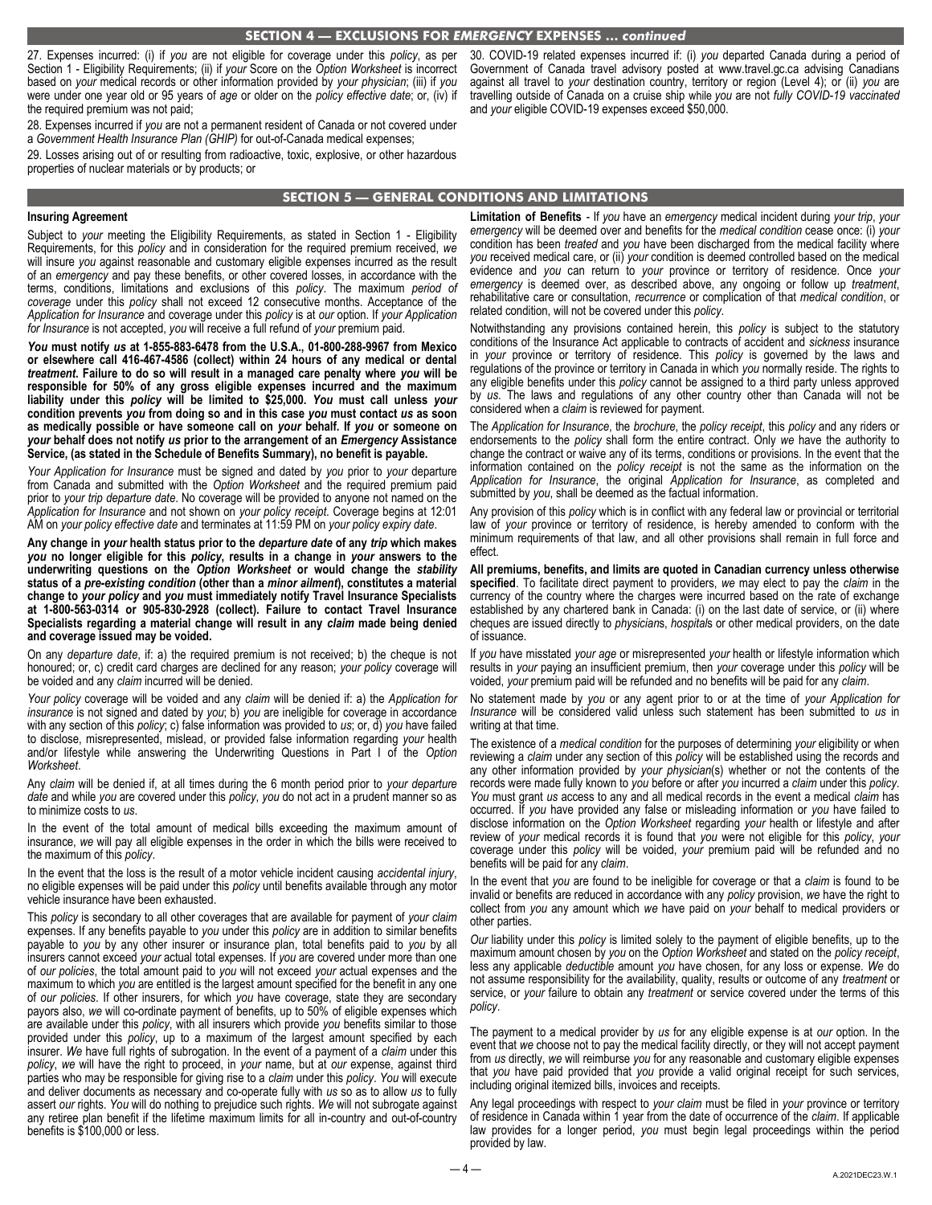## SECTION 4 — EXCLUSIONS FOR *EMERGENCY* EXPENSES … *continued*

27. Expenses incurred: (i) if *you* are not eligible for coverage under this *policy*, as per Section 1 - Eligibility Requirements; (ii) if *your* Score on the *Option Worksheet* is incorrect based on *your* medical records or other information provided by *your physician*; (iii) if *you* were under one year old or 95 years of *age* or older on the *policy effective date*; or, (iv) if the required premium was not paid;

28. Expenses incurred if *you* are not a permanent resident of Canada or not covered under a *Government Health Insurance Plan (GHIP)* for out-of-Canada medical expenses;

29. Losses arising out of or resulting from radioactive, toxic, explosive, or other hazardous properties of nuclear materials or by products; or

30. COVID-19 related expenses incurred if: (i) *you* departed Canada during a period of Government of Canada travel advisory posted at www.travel.gc.ca advising Canadians against all travel to *your* destination country, territory or region (Level 4); or (ii) *you* are travelling outside of Canada on a cruise ship while *you* are not *fully COVID-19 vaccinated* and *your* eligible COVID-19 expenses exceed $50,000.

## SECTION 5 — GENERAL CONDITIONS AND LIMITATIONS

**Insuring Agreement**

Subject to *your* meeting the Eligibility Requirements, as stated in Section 1 - Eligibility Requirements, for this *policy* and in consideration for the required premium received, *we* will insure *you* against reasonable and customary eligible expenses incurred as the result of an *emergency* and pay these benefits, or other covered losses, in accordance with the terms, conditions, limitations and exclusions of this *policy*. The maximum *period of coverage* under this *policy* shall not exceed 12 consecutive months. Acceptance of the *Application for Insurance* and coverage under this *policy* is at *our* option. If *your Application for Insurance* is not accepted, *you* will receive a full refund of *your* premium paid.

***You* must notify *us* at 1-855-883-6478 from the U.S.A., 01-800-288-9967 from Mexico or elsewhere call 416-467-4586 (collect) within 24 hours of any medical or dental *treatment*. Failure to do so will result in a managed care penalty where *you* will be responsible for 50% of any gross eligible expenses incurred and the maximum liability under this *policy* will be limited to $25,000. *You* must call unless *your* condition prevents *you* from doing so and in this case *you* must contact *us* as soon as medically possible or have someone call on *your* behalf. If *you* or someone on *your* behalf does not notify *us* prior to the arrangement of an *Emergency* Assistance Service, (as stated in the Schedule of Benefits Summary), no benefit is payable.**

*Your Application for Insurance* must be signed and dated by *you* prior to *your* departure from Canada and submitted with the *Option Worksheet* and the required premium paid prior to *your trip departure date*. No coverage will be provided to anyone not named on the *Application for Insurance* and not shown on *your policy receipt*. Coverage begins at 12:01 AM on *your policy effective date* and terminates at 11:59 PM on *your policy expiry date*.

**Any change in *your* health status prior to the *departure date* of any *trip* which makes *you* no longer eligible for this *policy*, results in a change in *your* answers to the underwriting questions on the *Option Worksheet* or would change the *stability* status of a *pre-existing condition* (other than a *minor ailment*), constitutes a material change to *your policy* and *you* must immediately notify Travel Insurance Specialists at 1-800-563-0314 or 905-830-2928 (collect). Failure to contact Travel Insurance Specialists regarding a material change will result in any *claim* made being denied and coverage issued may be voided.**

On any *departure date*, if: a) the required premium is not received; b) the cheque is not honoured; or, c) credit card charges are declined for any reason; *your policy* coverage will be voided and any *claim* incurred will be denied.

*Your policy* coverage will be voided and any *claim* will be denied if: a) the *Application for insurance* is not signed and dated by *you*; b) *you* are ineligible for coverage in accordance with any section of this *policy*; c) false information was provided to *us*; or, d) *you* have failed to disclose, misrepresented, mislead, or provided false information regarding *your* health and/or lifestyle while answering the Underwriting Questions in Part I of the *Option Worksheet*.

Any *claim* will be denied if, at all times during the 6 month period prior to *your departure date* and while *you* are covered under this *policy*, *you* do not act in a prudent manner so as to minimize costs to *us*.

In the event of the total amount of medical bills exceeding the maximum amount of insurance, *we* will pay all eligible expenses in the order in which the bills were received to the maximum of this *policy*.

In the event that the loss is the result of a motor vehicle incident causing *accidental injury*, no eligible expenses will be paid under this *policy* until benefits available through any motor vehicle insurance have been exhausted.

This *policy* is secondary to all other coverages that are available for payment of *your claim* expenses. If any benefits payable to *you* under this *policy* are in addition to similar benefits payable to *you* by any other insurer or insurance plan, total benefits paid to *you* by all insurers cannot exceed *your* actual total expenses. If *you* are covered under more than one of *our policies*, the total amount paid to *you* will not exceed *your* actual expenses and the maximum to which *you* are entitled is the largest amount specified for the benefit in any one of *our policies*. If other insurers, for which *you* have coverage, state they are secondary payors also, *we* will co-ordinate payment of benefits, up to 50% of eligible expenses which are available under this *policy*, with all insurers which provide *you* benefits similar to those provided under this *policy*, up to a maximum of the largest amount specified by each insurer. *We* have full rights of subrogation. In the event of a payment of a *claim* under this *policy*, *we* will have the right to proceed, in *your* name, but at *our* expense, against third parties who may be responsible for giving rise to a *claim* under this *policy*. *You* will execute and deliver documents as necessary and co-operate fully with *us* so as to allow *us* to fully assert *our* rights. *You* will do nothing to prejudice such rights. *We* will not subrogate against any retiree plan benefit if the lifetime maximum limits for all in-country and out-of-country benefits is $100,000 or less.

**Limitation of Benefits** - If *you* have an *emergency* medical incident during *your trip*, *your emergency* will be deemed over and benefits for the *medical condition* cease once: (i) *your* condition has been *treated* and *you* have been discharged from the medical facility where *you* received medical care, or (ii) *your* condition is deemed controlled based on the medical evidence and *you* can return to *your* province or territory of residence. Once *your emergency* is deemed over, as described above, any ongoing or follow up *treatment*, rehabilitative care or consultation, *recurrence* or complication of that *medical condition*, or related condition, will not be covered under this *policy*.

Notwithstanding any provisions contained herein, this *policy* is subject to the statutory conditions of the Insurance Act applicable to contracts of accident and *sickness* insurance in *your* province or territory of residence. This *policy* is governed by the laws and regulations of the province or territory in Canada in which *you* normally reside. The rights to any eligible benefits under this *policy* cannot be assigned to a third party unless approved by *us*. The laws and regulations of any other country other than Canada will not be considered when a *claim* is reviewed for payment.

The *Application for Insurance*, the *brochure*, the *policy receipt*, this *policy* and any riders or endorsements to the *policy* shall form the entire contract. Only *we* have the authority to change the contract or waive any of its terms, conditions or provisions. In the event that the information contained on the *policy receipt* is not the same as the information on the *Application for Insurance*, the original *Application for Insurance*, as completed and submitted by *you*, shall be deemed as the factual information.

Any provision of this *policy* which is in conflict with any federal law or provincial or territorial law of *your* province or territory of residence, is hereby amended to conform with the minimum requirements of that law, and all other provisions shall remain in full force and effect.

**All premiums, benefits, and limits are quoted in Canadian currency unless otherwise specified**. To facilitate direct payment to providers, *we* may elect to pay the *claim* in the currency of the country where the charges were incurred based on the rate of exchange established by any chartered bank in Canada: (i) on the last date of service, or (ii) where cheques are issued directly to *physician*s, *hospital*s or other medical providers, on the date of issuance.

If *you* have misstated *your age* or misrepresented *your* health or lifestyle information which results in *your* paying an insufficient premium, then *your* coverage under this *policy* will be voided, *your* premium paid will be refunded and no benefits will be paid for any *claim*.

No statement made by *you* or any agent prior to or at the time of *your Application for Insurance* will be considered valid unless such statement has been submitted to *us* in writing at that time.

The existence of a *medical condition* for the purposes of determining *your* eligibility or when reviewing a *claim* under any section of this *policy* will be established using the records and any other information provided by *your physician*(s) whether or not the contents of the records were made fully known to *you* before or after *you* incurred a *claim* under this *policy*. *You* must grant *us* access to any and all medical records in the event a medical *claim* has occurred. If *you* have provided any false or misleading information or *you* have failed to disclose information on the *Option Worksheet* regarding *your* health or lifestyle and after review of *your* medical records it is found that *you* were not eligible for this *policy*, *your* coverage under this *policy* will be voided, *your* premium paid will be refunded and no benefits will be paid for any *claim*.

In the event that *you* are found to be ineligible for coverage or that a *claim* is found to be invalid or benefits are reduced in accordance with any *policy* provision, *we* have the right to collect from *you* any amount which *we* have paid on *your* behalf to medical providers or other parties.

*Our* liability under this *policy* is limited solely to the payment of eligible benefits, up to the maximum amount chosen by *you* on the *Option Worksheet* and stated on the *policy receipt*, less any applicable *deductible* amount *you* have chosen, for any loss or expense. *We* do not assume responsibility for the availability, quality, results or outcome of any *treatment* or service, or *your* failure to obtain any *treatment* or service covered under the terms of this *policy*.

The payment to a medical provider by *us* for any eligible expense is at *our* option. In the event that *we* choose not to pay the medical facility directly, or they will not accept payment from *us* directly, *we* will reimburse *you* for any reasonable and customary eligible expenses that *you* have paid provided that *you* provide a valid original receipt for such services, including original itemized bills, invoices and receipts.

Any legal proceedings with respect to *your claim* must be filed in *your* province or territory of residence in Canada within 1 year from the date of occurrence of the *claim*. If applicable law provides for a longer period, *you* must begin legal proceedings within the period provided by law.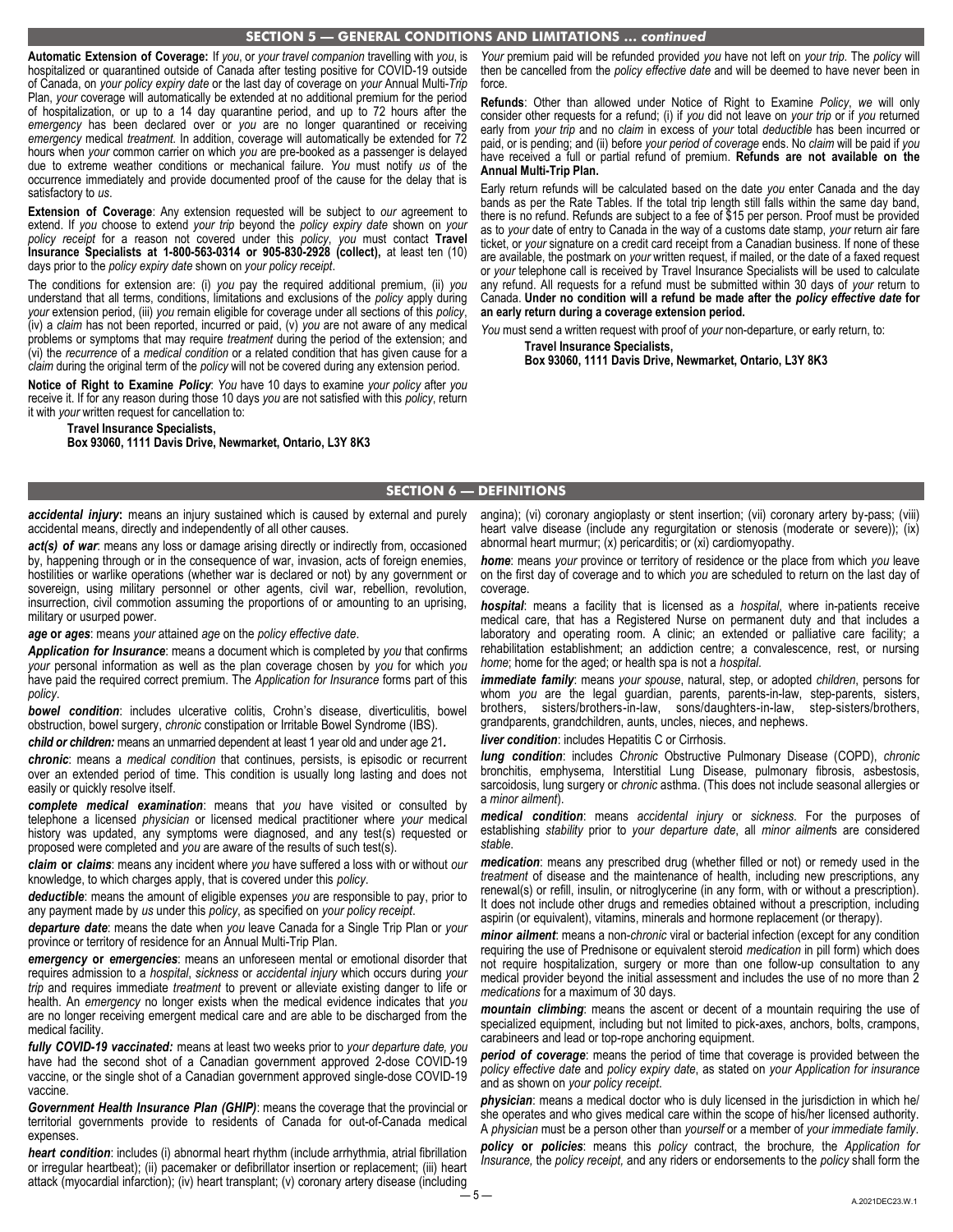## SECTION 5 — GENERAL CONDITIONS AND LIMITATIONS … *continued*

**Automatic Extension of Coverage:** If *you*, or *your travel companion* travelling with *you*, is hospitalized or quarantined outside of Canada after testing positive for COVID-19 outside of Canada, on *your policy expiry date* or the last day of coverage on *your* Annual Multi-*Trip* Plan, *your* coverage will automatically be extended at no additional premium for the period of hospitalization, or up to a 14 day quarantine period, and up to 72 hours after the *emergency* has been declared over or *you* are no longer quarantined or receiving *emergency* medical *treatment*. In addition, coverage will automatically be extended for 72 hours when *your* common carrier on which *you* are pre-booked as a passenger is delayed due to extreme weather conditions or mechanical failure. *You* must notify *us* of the occurrence immediately and provide documented proof of the cause for the delay that is satisfactory to *us*.

**Extension of Coverage**: Any extension requested will be subject to *our* agreement to extend. If *you* choose to extend *your trip* beyond the *policy expiry date* shown on *your policy receipt* for a reason not covered under this *policy*, *you* must contact **Travel Insurance Specialists at 1-800-563-0314 or 905-830-2928 (collect),** at least ten (10) days prior to the *policy expiry date* shown on *your policy receipt*.

The conditions for extension are: (i) *you* pay the required additional premium, (ii) *you* understand that all terms, conditions, limitations and exclusions of the *policy* apply during *your* extension period, (iii) *you* remain eligible for coverage under all sections of this *policy*, (iv) a *claim* has not been reported, incurred or paid, (v) *you* are not aware of any medical problems or symptoms that may require *treatment* during the period of the extension; and (vi) the *recurrence* of a *medical condition* or a related condition that has given cause for a *claim* during the original term of the *policy* will not be covered during any extension period.

**Notice of Right to Examine *Policy***: *You* have 10 days to examine *your policy* after *you* receive it. If for any reason during those 10 days *you* are not satisfied with this *policy*, return it with *your* written request for cancellation to:

**Travel Insurance Specialists,**
**Box 93060, 1111 Davis Drive, Newmarket, Ontario, L3Y 8K3**

*Your* premium paid will be refunded provided *you* have not left on *your trip*. The *policy* will then be cancelled from the *policy effective date* and will be deemed to have never been in force.

**Refunds**: Other than allowed under Notice of Right to Examine *Policy*, *we* will only consider other requests for a refund; (i) if *you* did not leave on *your trip* or if *you* returned early from *your trip* and no *claim* in excess of *your* total *deductible* has been incurred or paid, or is pending; and (ii) before *your period of coverage* ends. No *claim* will be paid if *you* have received a full or partial refund of premium. **Refunds are not available on the Annual Multi-Trip Plan.**

Early return refunds will be calculated based on the date *you* enter Canada and the day bands as per the Rate Tables. If the total trip length still falls within the same day band, there is no refund. Refunds are subject to a fee of $15 per person. Proof must be provided as to *your* date of entry to Canada in the way of a customs date stamp, *your* return air fare ticket, or *your* signature on a credit card receipt from a Canadian business. If none of these are available, the postmark on *your* written request, if mailed, or the date of a faxed request or *your* telephone call is received by Travel Insurance Specialists will be used to calculate any refund. All requests for a refund must be submitted within 30 days of *your* return to Canada. **Under no condition will a refund be made after the *policy effective date* for an early return during a coverage extension period.**

*You* must send a written request with proof of *your* non-departure, or early return, to:

**Travel Insurance Specialists,**
**Box 93060, 1111 Davis Drive, Newmarket, Ontario, L3Y 8K3**

## SECTION 6 — DEFINITIONS

***accidental injury*:** means an injury sustained which is caused by external and purely accidental means, directly and independently of all other causes.

***act(s) of war***: means any loss or damage arising directly or indirectly from, occasioned by, happening through or in the consequence of war, invasion, acts of foreign enemies, hostilities or warlike operations (whether war is declared or not) by any government or sovereign, using military personnel or other agents, civil war, rebellion, revolution, insurrection, civil commotion assuming the proportions of or amounting to an uprising, military or usurped power.

***age* or *ages***: means *your* attained *age* on the *policy effective date*.

***Application for Insurance***: means a document which is completed by *you* that confirms *your* personal information as well as the plan coverage chosen by *you* for which *you* have paid the required correct premium. The *Application for Insurance* forms part of this *policy*.

***bowel condition***: includes ulcerative colitis, Crohn's disease, diverticulitis, bowel obstruction, bowel surgery, *chronic* constipation or Irritable Bowel Syndrome (IBS).

***child or children:*** means an unmarried dependent at least 1 year old and under age 21**.**

***chronic***: means a *medical condition* that continues, persists, is episodic or recurrent over an extended period of time. This condition is usually long lasting and does not easily or quickly resolve itself.

***complete medical examination***: means that *you* have visited or consulted by telephone a licensed *physician* or licensed medical practitioner where *your* medical history was updated, any symptoms were diagnosed, and any test(s) requested or proposed were completed and *you* are aware of the results of such test(s).

***claim* or *claims***: means any incident where *you* have suffered a loss with or without *our* knowledge, to which charges apply, that is covered under this *policy*.

***deductible***: means the amount of eligible expenses *you* are responsible to pay, prior to any payment made by *us* under this *policy*, as specified on *your policy receipt*.

***departure date***: means the date when *you* leave Canada for a Single Trip Plan or *your* province or territory of residence for an Annual Multi-Trip Plan.

***emergency* or *emergencies***: means an unforeseen mental or emotional disorder that requires admission to a *hospital*, *sickness* or *accidental injury* which occurs during *your trip* and requires immediate *treatment* to prevent or alleviate existing danger to life or health. An *emergency* no longer exists when the medical evidence indicates that *you* are no longer receiving emergent medical care and are able to be discharged from the medical facility.

***fully COVID-19 vaccinated:*** means at least two weeks prior to *your departure date, you* have had the second shot of a Canadian government approved 2-dose COVID-19 vaccine, or the single shot of a Canadian government approved single-dose COVID-19 vaccine.

***Government Health Insurance Plan (GHIP)***: means the coverage that the provincial or territorial governments provide to residents of Canada for out-of-Canada medical expenses.

***heart condition***: includes (i) abnormal heart rhythm (include arrhythmia, atrial fibrillation or irregular heartbeat); (ii) pacemaker or defibrillator insertion or replacement; (iii) heart attack (myocardial infarction); (iv) heart transplant; (v) coronary artery disease (including angina); (vi) coronary angioplasty or stent insertion; (vii) coronary artery by-pass; (viii) heart valve disease (include any regurgitation or stenosis (moderate or severe)); (ix) abnormal heart murmur; (x) pericarditis; or (xi) cardiomyopathy.

***home***: means *your* province or territory of residence or the place from which *you* leave on the first day of coverage and to which *you* are scheduled to return on the last day of coverage.

***hospital***: means a facility that is licensed as a *hospital*, where in-patients receive medical care, that has a Registered Nurse on permanent duty and that includes a laboratory and operating room. A clinic; an extended or palliative care facility; a rehabilitation establishment; an addiction centre; a convalescence, rest, or nursing *home*; home for the aged; or health spa is not a *hospital*.

***immediate family***: means *your spouse*, natural, step, or adopted *children*, persons for whom *you* are the legal guardian, parents, parents-in-law, step-parents, sisters, brothers, sisters/brothers-in-law, sons/daughters-in-law, step-sisters/brothers, grandparents, grandchildren, aunts, uncles, nieces, and nephews.

***liver condition***: includes Hepatitis C or Cirrhosis.

***lung condition***: includes *Chronic* Obstructive Pulmonary Disease (COPD), *chronic* bronchitis, emphysema, Interstitial Lung Disease, pulmonary fibrosis, asbestosis, sarcoidosis, lung surgery or *chronic* asthma. (This does not include seasonal allergies or a *minor ailment*).

***medical condition***: means *accidental injury* or *sickness*. For the purposes of establishing *stability* prior to *your departure date*, all *minor ailment*s are considered *stable*.

***medication***: means any prescribed drug (whether filled or not) or remedy used in the *treatment* of disease and the maintenance of health, including new prescriptions, any renewal(s) or refill, insulin, or nitroglycerine (in any form, with or without a prescription). It does not include other drugs and remedies obtained without a prescription, including aspirin (or equivalent), vitamins, minerals and hormone replacement (or therapy).

***minor ailment***: means a non-*chronic* viral or bacterial infection (except for any condition requiring the use of Prednisone or equivalent steroid *medication* in pill form) which does not require hospitalization, surgery or more than one follow-up consultation to any medical provider beyond the initial assessment and includes the use of no more than 2 *medications* for a maximum of 30 days.

***mountain climbing***: means the ascent or decent of a mountain requiring the use of specialized equipment, including but not limited to pick-axes, anchors, bolts, crampons, carabineers and lead or top-rope anchoring equipment.

***period of coverage***: means the period of time that coverage is provided between the *policy effective date* and *policy expiry date*, as stated on *your Application for insurance* and as shown on *your policy receipt*.

***physician***: means a medical doctor who is duly licensed in the jurisdiction in which he/she operates and who gives medical care within the scope of his/her licensed authority. A *physician* must be a person other than *yourself* or a member of *your immediate family*.

***policy* or *policies***: means this *policy* contract, the brochure, the *Application for Insurance,* the *policy receipt,* and any riders or endorsements to the *policy* shall form the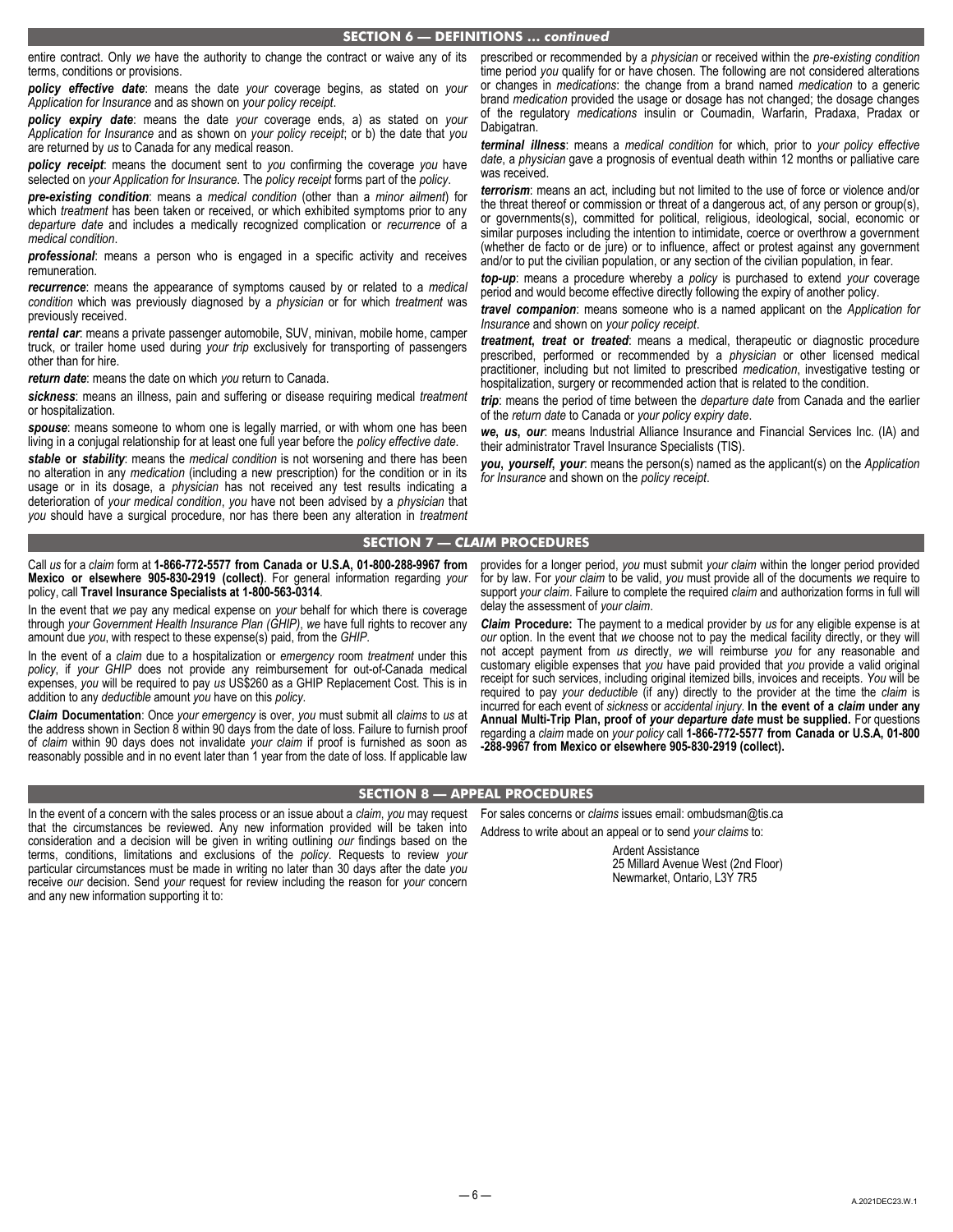## SECTION 6 — DEFINITIONS … *continued*

entire contract. Only *we* have the authority to change the contract or waive any of its terms, conditions or provisions.

***policy effective date***: means the date *your* coverage begins, as stated on *your Application for Insurance* and as shown on *your policy receipt*.

***policy expiry date***: means the date *your* coverage ends, a) as stated on *your Application for Insurance* and as shown on *your policy receipt*; or b) the date that *you* are returned by *us* to Canada for any medical reason.

***policy receipt***: means the document sent to *you* confirming the coverage *you* have selected on *your Application for Insurance*. The *policy receipt* forms part of the *policy*.

***pre-existing condition***: means a *medical condition* (other than a *minor ailment*) for which *treatment* has been taken or received, or which exhibited symptoms prior to any *departure date* and includes a medically recognized complication or *recurrence* of a *medical condition*.

***professional***: means a person who is engaged in a specific activity and receives remuneration.

***recurrence***: means the appearance of symptoms caused by or related to a *medical condition* which was previously diagnosed by a *physician* or for which *treatment* was previously received.

***rental car***: means a private passenger automobile, SUV, minivan, mobile home, camper truck, or trailer home used during *your trip* exclusively for transporting of passengers other than for hire.

***return date***: means the date on which *you* return to Canada.

***sickness***: means an illness, pain and suffering or disease requiring medical *treatment* or hospitalization.

***spouse***: means someone to whom one is legally married, or with whom one has been living in a conjugal relationship for at least one full year before the *policy effective date*.

***stable* or *stability***: means the *medical condition* is not worsening and there has been no alteration in any *medication* (including a new prescription) for the condition or in its usage or in its dosage, a *physician* has not received any test results indicating a deterioration of *your medical condition*, *you* have not been advised by a *physician* that *you* should have a surgical procedure, nor has there been any alteration in *treatment* prescribed or recommended by a *physician* or received within the *pre-existing condition* time period *you* qualify for or have chosen. The following are not considered alterations or changes in *medications*: the change from a brand named *medication* to a generic brand *medication* provided the usage or dosage has not changed; the dosage changes of the regulatory *medications* insulin or Coumadin, Warfarin, Pradaxa, Pradax or Dabigatran.

***terminal illness***: means a *medical condition* for which, prior to *your policy effective date*, a *physician* gave a prognosis of eventual death within 12 months or palliative care was received.

***terrorism***: means an act, including but not limited to the use of force or violence and/or the threat thereof or commission or threat of a dangerous act, of any person or group(s), or governments(s), committed for political, religious, ideological, social, economic or similar purposes including the intention to intimidate, coerce or overthrow a government (whether de facto or de jure) or to influence, affect or protest against any government and/or to put the civilian population, or any section of the civilian population, in fear.

***top-up***: means a procedure whereby a *policy* is purchased to extend *your* coverage period and would become effective directly following the expiry of another policy.

***travel companion***: means someone who is a named applicant on the *Application for Insurance* and shown on *your policy receipt*.

***treatment, treat* or *treated***: means a medical, therapeutic or diagnostic procedure prescribed, performed or recommended by a *physician* or other licensed medical practitioner, including but not limited to prescribed *medication*, investigative testing or hospitalization, surgery or recommended action that is related to the condition.

***trip***: means the period of time between the *departure date* from Canada and the earlier of the *return date* to Canada or *your policy expiry date*.

***we, us, our***: means Industrial Alliance Insurance and Financial Services Inc. (IA) and their administrator Travel Insurance Specialists (TIS).

***you, yourself, your***: means the person(s) named as the applicant(s) on the *Application for Insurance* and shown on the *policy receipt*.

## SECTION 7 — *CLAIM* PROCEDURES

Call *us* for a *claim* form at **1-866-772-5577 from Canada or U.S.A, 01-800-288-9967 from Mexico or elsewhere 905-830-2919 (collect)**. For general information regarding *your* policy, call **Travel Insurance Specialists at 1-800-563-0314**.

In the event that *we* pay any medical expense on *your* behalf for which there is coverage through *your Government Health Insurance Plan (GHIP)*, *we* have full rights to recover any amount due *you*, with respect to these expense(s) paid, from the *GHIP*.

In the event of a *claim* due to a hospitalization or *emergency* room *treatment* under this *policy*, if *your GHIP* does not provide any reimbursement for out-of-Canada medical expenses, *you* will be required to pay *us* US$260 as a GHIP Replacement Cost. This is in addition to any *deductible* amount *you* have on this *policy*.

***Claim* Documentation**: Once *your emergency* is over, *you* must submit all *claims* to *us* at the address shown in Section 8 within 90 days from the date of loss. Failure to furnish proof of *claim* within 90 days does not invalidate *your claim* if proof is furnished as soon as reasonably possible and in no event later than 1 year from the date of loss. If applicable law provides for a longer period, *you* must submit *your claim* within the longer period provided for by law. For *your claim* to be valid, *you* must provide all of the documents *we* require to support *your claim*. Failure to complete the required *claim* and authorization forms in full will delay the assessment of *your claim*.

***Claim* Procedure:** The payment to a medical provider by *us* for any eligible expense is at *our* option. In the event that *we* choose not to pay the medical facility directly, or they will not accept payment from *us* directly, *we* will reimburse *you* for any reasonable and customary eligible expenses that *you* have paid provided that *you* provide a valid original receipt for such services, including original itemized bills, invoices and receipts. *You* will be required to pay *your deductible* (if any) directly to the provider at the time the *claim* is incurred for each event of *sickness* or *accidental injury*. **In the event of a *claim* under any Annual Multi-Trip Plan, proof of *your departure date* must be supplied.** For questions regarding a *claim* made on *your policy* call **1-866-772-5577 from Canada or U.S.A, 01-800-288-9967 from Mexico or elsewhere 905-830-2919 (collect).**

## SECTION 8 — APPEAL PROCEDURES

In the event of a concern with the sales process or an issue about a *claim*, *you* may request that the circumstances be reviewed. Any new information provided will be taken into consideration and a decision will be given in writing outlining *our* findings based on the terms, conditions, limitations and exclusions of the *policy*. Requests to review *your* particular circumstances must be made in writing no later than 30 days after the date *you* receive *our* decision. Send *your* request for review including the reason for *your* concern and any new information supporting it to:

For sales concerns or *claims* issues email: ombudsman@tis.ca

Address to write about an appeal or to send *your claims* to:

Ardent Assistance
25 Millard Avenue West (2nd Floor)
Newmarket, Ontario, L3Y 7R5

A.2021DEC23.W.1